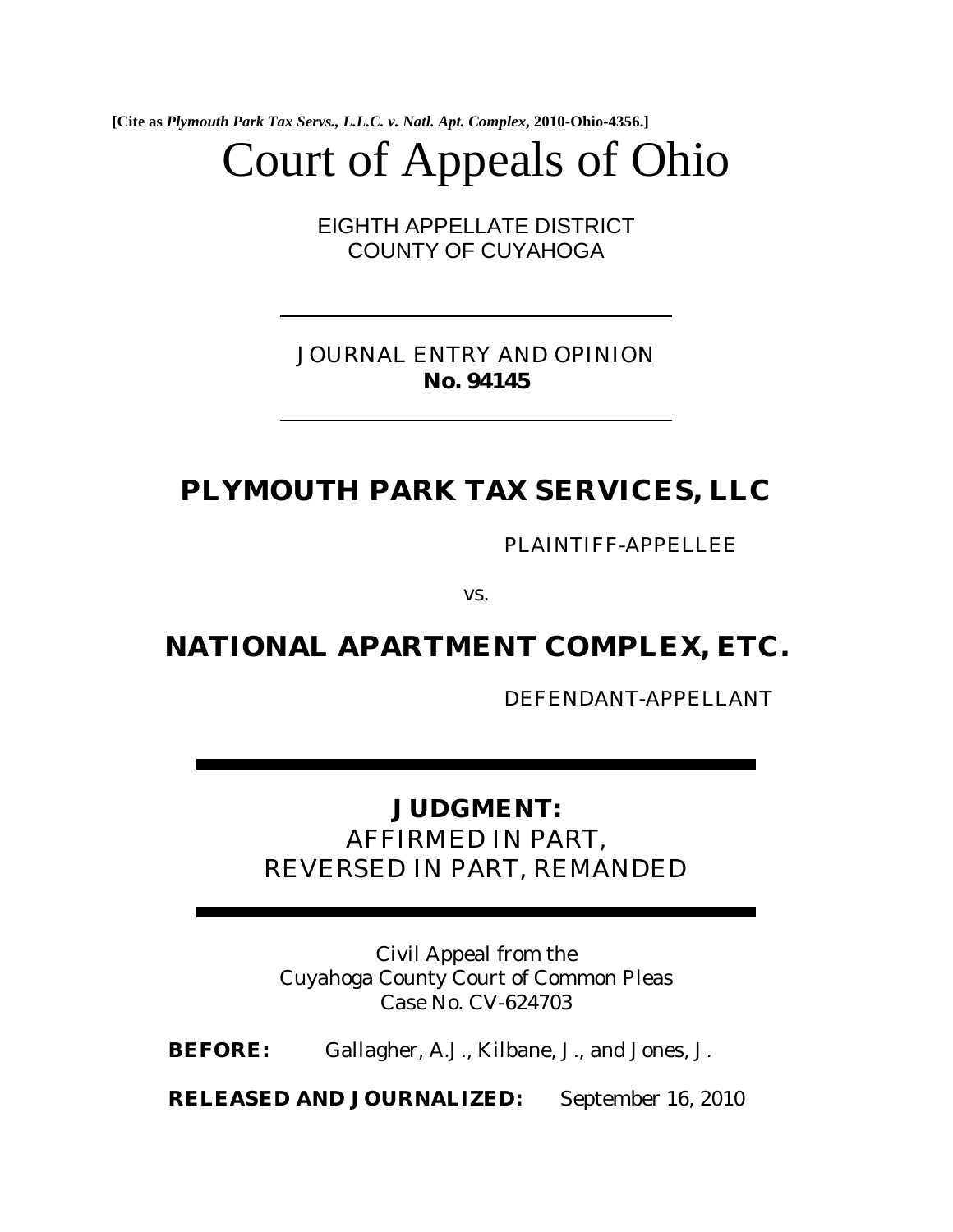**[Cite as *Plymouth Park Tax Servs., L.L.C. v. Natl. Apt. Complex*, 2010-Ohio-4356.]**

# Court of Appeals of Ohio

EIGHTH APPELLATE DISTRICT
COUNTY OF CUYAHOGA

---

JOURNAL ENTRY AND OPINION
**No. 94145**

---

## PLYMOUTH PARK TAX SERVICES, LLC

PLAINTIFF-APPELLEE

vs.

## NATIONAL APARTMENT COMPLEX, ETC.

DEFENDANT-APPELLANT

---

**JUDGMENT:**
AFFIRMED IN PART,
REVERSED IN PART, REMANDED

---

Civil Appeal from the
Cuyahoga County Court of Common Pleas
Case No. CV-624703

**BEFORE:** Gallagher, A.J., Kilbane, J., and Jones, J.

**RELEASED AND JOURNALIZED:** September 16, 2010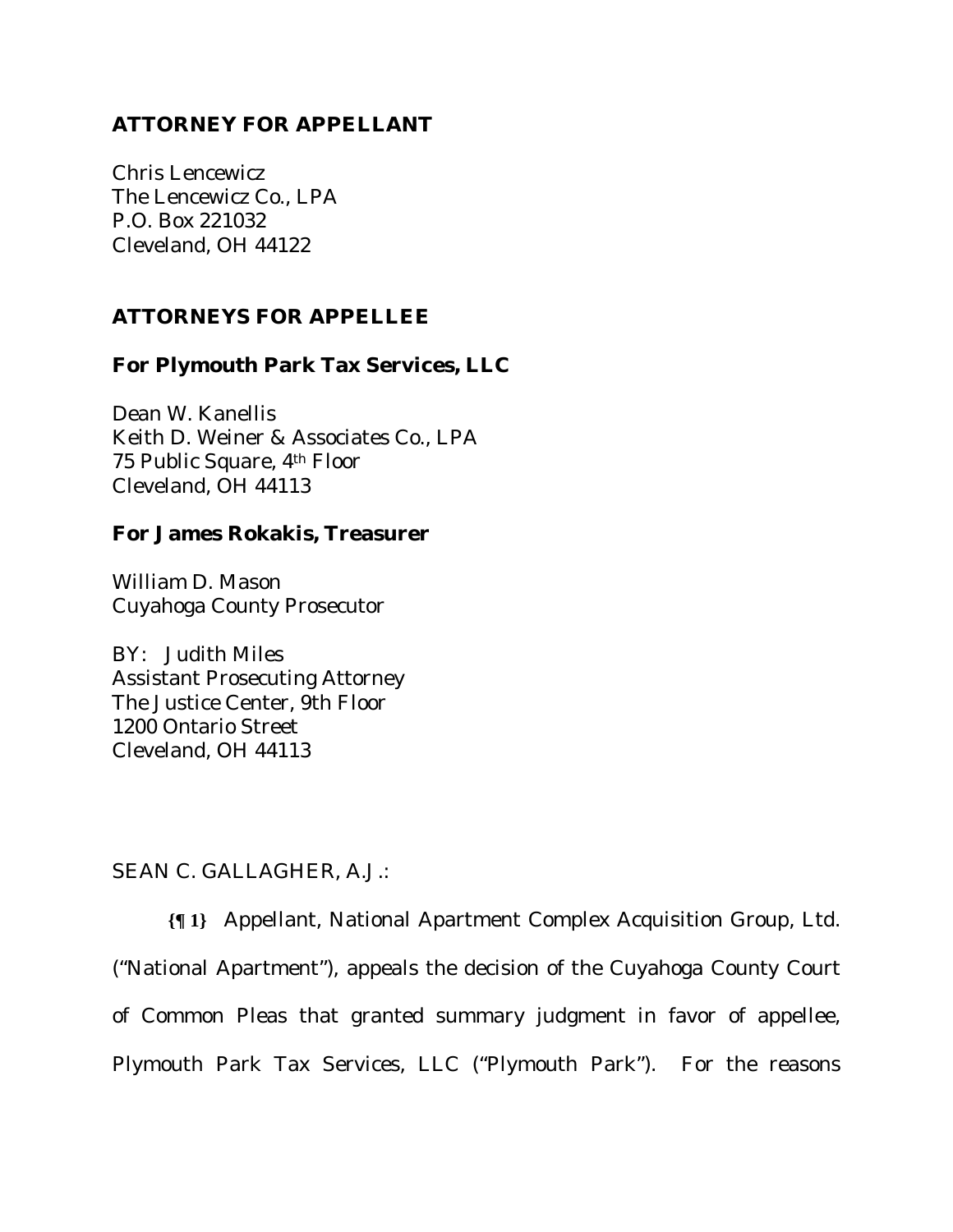**ATTORNEY FOR APPELLANT**

Chris Lencewicz
The Lencewicz Co., LPA
P.O. Box 221032
Cleveland, OH 44122

**ATTORNEYS FOR APPELLEE**

**For Plymouth Park Tax Services, LLC**

Dean W. Kanellis
Keith D. Weiner & Associates Co., LPA
75 Public Square, 4th Floor
Cleveland, OH 44113

**For James Rokakis, Treasurer**

William D. Mason
Cuyahoga County Prosecutor

BY: Judith Miles
Assistant Prosecuting Attorney
The Justice Center, 9th Floor
1200 Ontario Street
Cleveland, OH 44113

SEAN C. GALLAGHER, A.J.:

**{¶ 1}** Appellant, National Apartment Complex Acquisition Group, Ltd. ("National Apartment"), appeals the decision of the Cuyahoga County Court of Common Pleas that granted summary judgment in favor of appellee, Plymouth Park Tax Services, LLC ("Plymouth Park"). For the reasons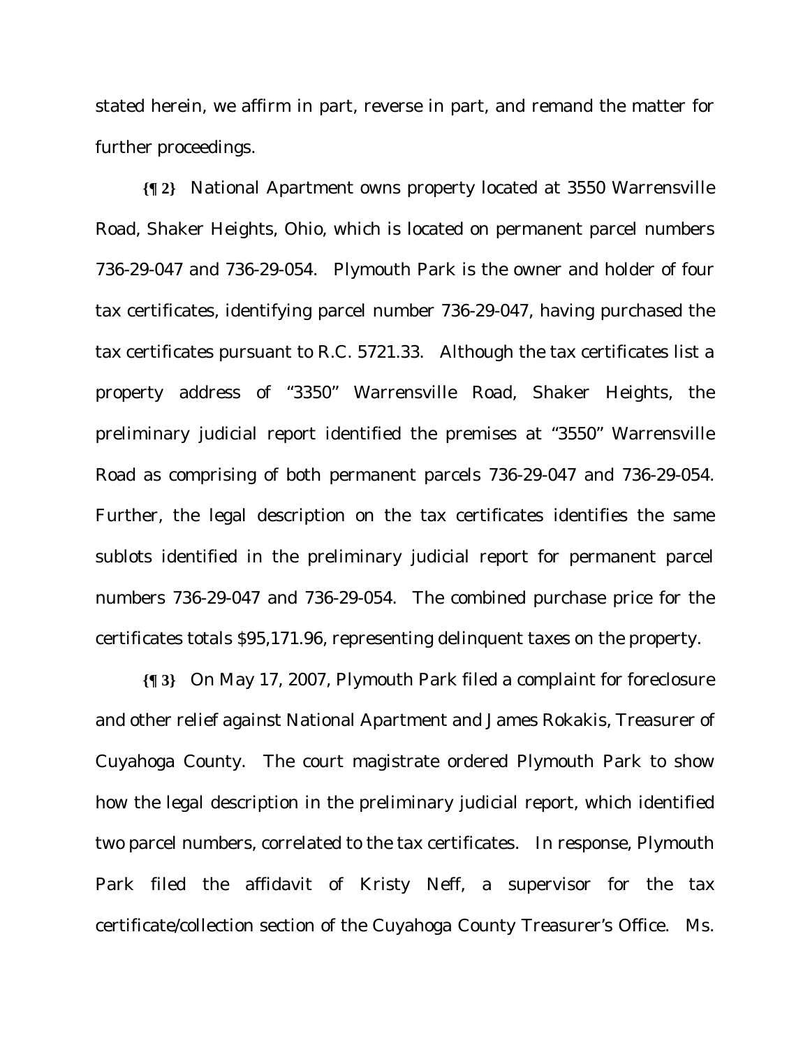stated herein, we affirm in part, reverse in part, and remand the matter for further proceedings.

**{¶ 2}** National Apartment owns property located at 3550 Warrensville Road, Shaker Heights, Ohio, which is located on permanent parcel numbers 736-29-047 and 736-29-054. Plymouth Park is the owner and holder of four tax certificates, identifying parcel number 736-29-047, having purchased the tax certificates pursuant to R.C. 5721.33. Although the tax certificates list a property address of "3350" Warrensville Road, Shaker Heights, the preliminary judicial report identified the premises at "3550" Warrensville Road as comprising of both permanent parcels 736-29-047 and 736-29-054. Further, the legal description on the tax certificates identifies the same sublots identified in the preliminary judicial report for permanent parcel numbers 736-29-047 and 736-29-054. The combined purchase price for the certificates totals $95,171.96, representing delinquent taxes on the property.

**{¶ 3}** On May 17, 2007, Plymouth Park filed a complaint for foreclosure and other relief against National Apartment and James Rokakis, Treasurer of Cuyahoga County. The court magistrate ordered Plymouth Park to show how the legal description in the preliminary judicial report, which identified two parcel numbers, correlated to the tax certificates. In response, Plymouth Park filed the affidavit of Kristy Neff, a supervisor for the tax certificate/collection section of the Cuyahoga County Treasurer's Office. Ms.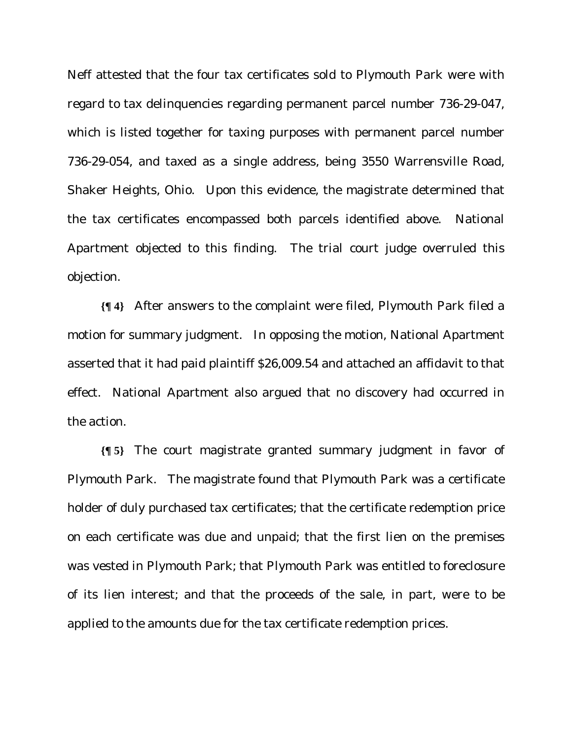Neff attested that the four tax certificates sold to Plymouth Park were with regard to tax delinquencies regarding permanent parcel number 736-29-047, which is listed together for taxing purposes with permanent parcel number 736-29-054, and taxed as a single address, being 3550 Warrensville Road, Shaker Heights, Ohio. Upon this evidence, the magistrate determined that the tax certificates encompassed both parcels identified above. National Apartment objected to this finding. The trial court judge overruled this objection.

**{¶ 4}** After answers to the complaint were filed, Plymouth Park filed a motion for summary judgment. In opposing the motion, National Apartment asserted that it had paid plaintiff $26,009.54 and attached an affidavit to that effect. National Apartment also argued that no discovery had occurred in the action.

**{¶ 5}** The court magistrate granted summary judgment in favor of Plymouth Park. The magistrate found that Plymouth Park was a certificate holder of duly purchased tax certificates; that the certificate redemption price on each certificate was due and unpaid; that the first lien on the premises was vested in Plymouth Park; that Plymouth Park was entitled to foreclosure of its lien interest; and that the proceeds of the sale, in part, were to be applied to the amounts due for the tax certificate redemption prices.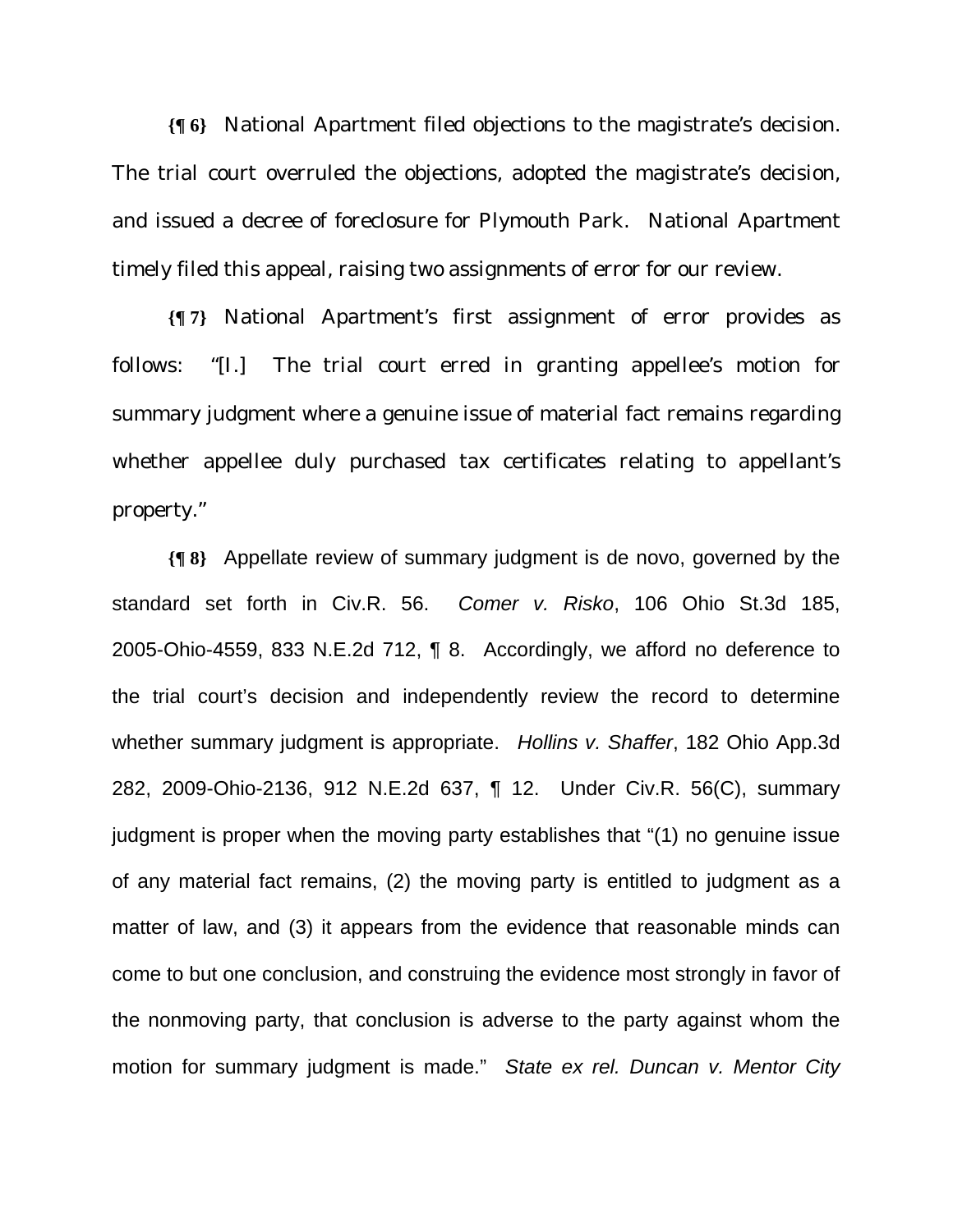**{¶ 6}** National Apartment filed objections to the magistrate's decision. The trial court overruled the objections, adopted the magistrate's decision, and issued a decree of foreclosure for Plymouth Park. National Apartment timely filed this appeal, raising two assignments of error for our review.

**{¶ 7}** National Apartment's first assignment of error provides as follows: "[I.] The trial court erred in granting appellee's motion for summary judgment where a genuine issue of material fact remains regarding whether appellee duly purchased tax certificates relating to appellant's property."

**{¶ 8}** Appellate review of summary judgment is de novo, governed by the standard set forth in Civ.R. 56. *Comer v. Risko*, 106 Ohio St.3d 185, 2005-Ohio-4559, 833 N.E.2d 712, ¶ 8. Accordingly, we afford no deference to the trial court's decision and independently review the record to determine whether summary judgment is appropriate. *Hollins v. Shaffer*, 182 Ohio App.3d 282, 2009-Ohio-2136, 912 N.E.2d 637, ¶ 12. Under Civ.R. 56(C), summary judgment is proper when the moving party establishes that "(1) no genuine issue of any material fact remains, (2) the moving party is entitled to judgment as a matter of law, and (3) it appears from the evidence that reasonable minds can come to but one conclusion, and construing the evidence most strongly in favor of the nonmoving party, that conclusion is adverse to the party against whom the motion for summary judgment is made." *State ex rel. Duncan v. Mentor City*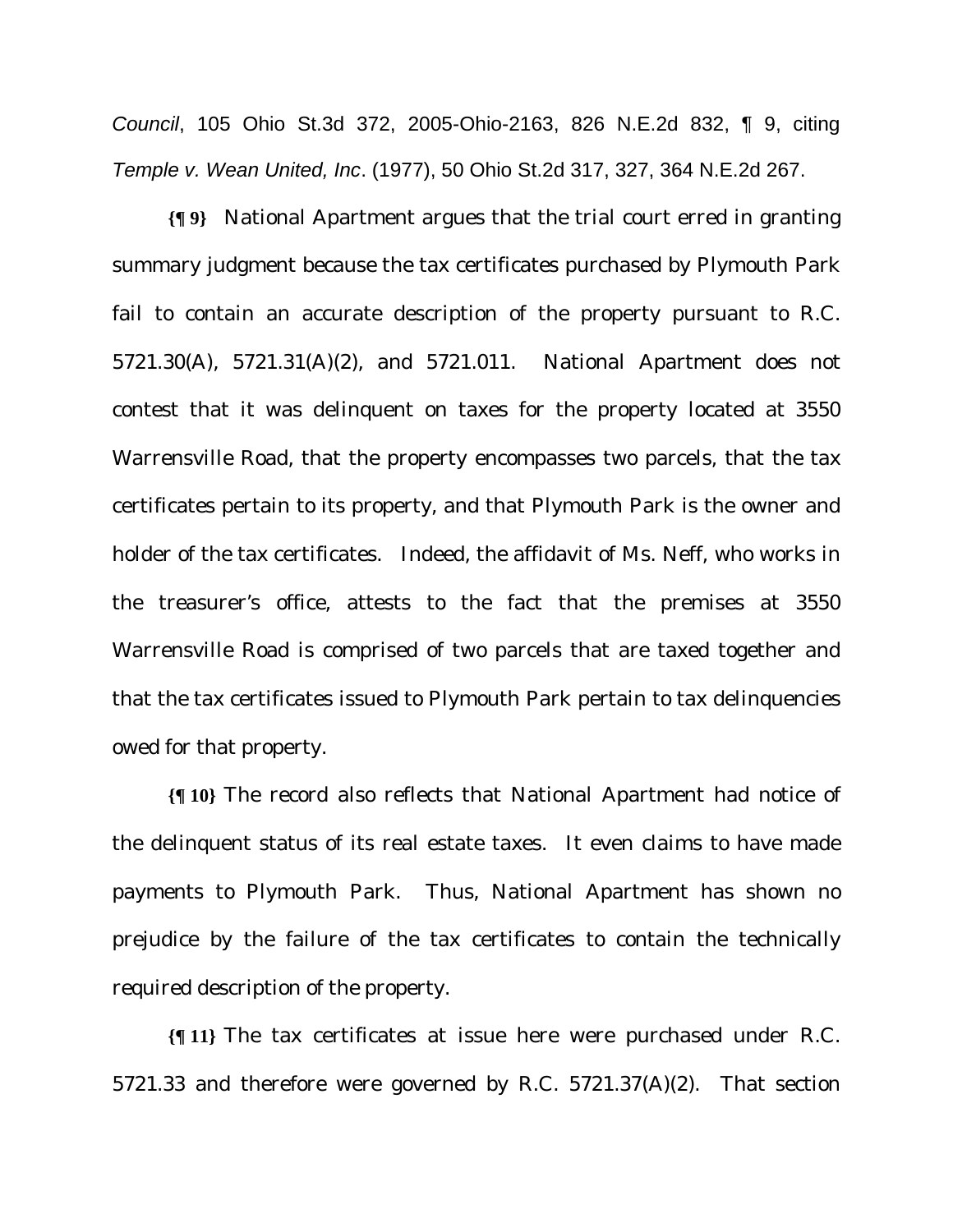*Council*, 105 Ohio St.3d 372, 2005-Ohio-2163, 826 N.E.2d 832, ¶ 9, citing *Temple v. Wean United, Inc*. (1977), 50 Ohio St.2d 317, 327, 364 N.E.2d 267.

**{¶ 9}** National Apartment argues that the trial court erred in granting summary judgment because the tax certificates purchased by Plymouth Park fail to contain an accurate description of the property pursuant to R.C. 5721.30(A), 5721.31(A)(2), and 5721.011. National Apartment does not contest that it was delinquent on taxes for the property located at 3550 Warrensville Road, that the property encompasses two parcels, that the tax certificates pertain to its property, and that Plymouth Park is the owner and holder of the tax certificates. Indeed, the affidavit of Ms. Neff, who works in the treasurer's office, attests to the fact that the premises at 3550 Warrensville Road is comprised of two parcels that are taxed together and that the tax certificates issued to Plymouth Park pertain to tax delinquencies owed for that property.

**{¶ 10}** The record also reflects that National Apartment had notice of the delinquent status of its real estate taxes. It even claims to have made payments to Plymouth Park. Thus, National Apartment has shown no prejudice by the failure of the tax certificates to contain the technically required description of the property.

**{¶ 11}** The tax certificates at issue here were purchased under R.C. 5721.33 and therefore were governed by R.C. 5721.37(A)(2). That section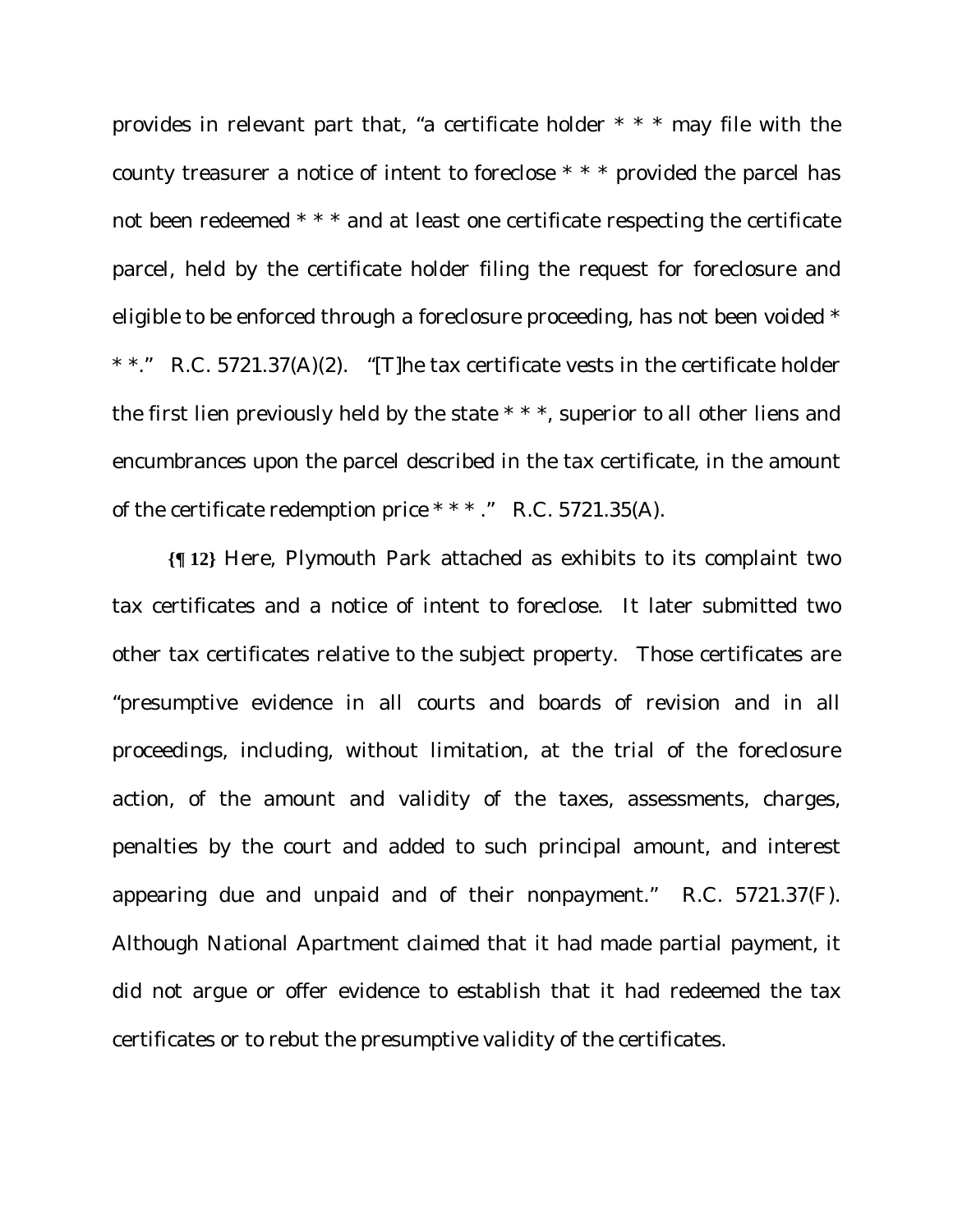provides in relevant part that, "a certificate holder * * * may file with the county treasurer a notice of intent to foreclose * * * provided the parcel has not been redeemed * * * and at least one certificate respecting the certificate parcel, held by the certificate holder filing the request for foreclosure and eligible to be enforced through a foreclosure proceeding, has not been voided * * *." R.C. 5721.37(A)(2). "[T]he tax certificate vests in the certificate holder the first lien previously held by the state * * *, superior to all other liens and encumbrances upon the parcel described in the tax certificate, in the amount of the certificate redemption price * * * ." R.C. 5721.35(A).

**{¶ 12}** Here, Plymouth Park attached as exhibits to its complaint two tax certificates and a notice of intent to foreclose. It later submitted two other tax certificates relative to the subject property. Those certificates are "presumptive evidence in all courts and boards of revision and in all proceedings, including, without limitation, at the trial of the foreclosure action, of the amount and validity of the taxes, assessments, charges, penalties by the court and added to such principal amount, and interest appearing due and unpaid and of their nonpayment." R.C. 5721.37(F). Although National Apartment claimed that it had made partial payment, it did not argue or offer evidence to establish that it had redeemed the tax certificates or to rebut the presumptive validity of the certificates.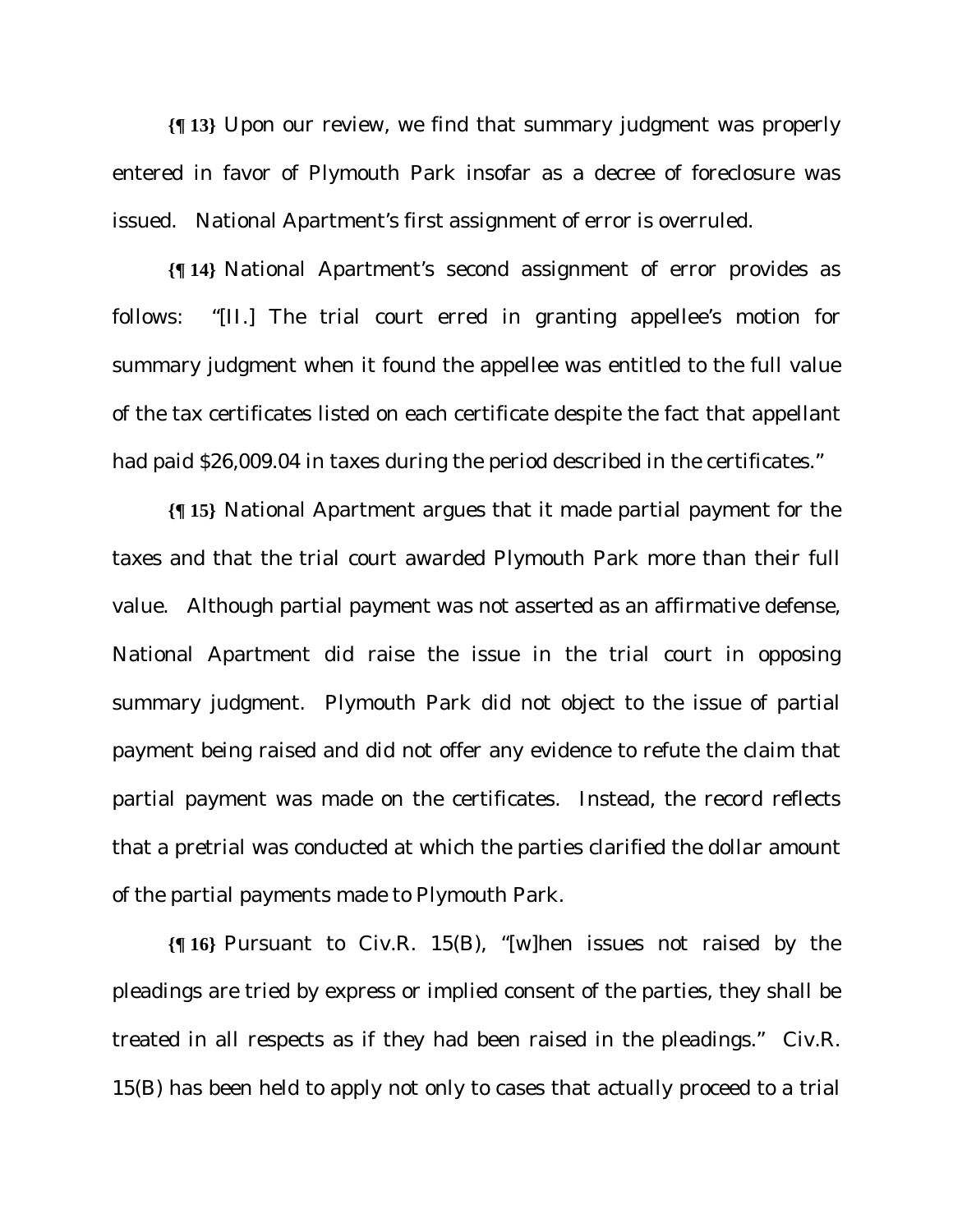**{¶ 13}** Upon our review, we find that summary judgment was properly entered in favor of Plymouth Park insofar as a decree of foreclosure was issued. National Apartment's first assignment of error is overruled.

**{¶ 14}** National Apartment's second assignment of error provides as follows: "[II.] The trial court erred in granting appellee's motion for summary judgment when it found the appellee was entitled to the full value of the tax certificates listed on each certificate despite the fact that appellant had paid $26,009.04 in taxes during the period described in the certificates."

**{¶ 15}** National Apartment argues that it made partial payment for the taxes and that the trial court awarded Plymouth Park more than their full value. Although partial payment was not asserted as an affirmative defense, National Apartment did raise the issue in the trial court in opposing summary judgment. Plymouth Park did not object to the issue of partial payment being raised and did not offer any evidence to refute the claim that partial payment was made on the certificates. Instead, the record reflects that a pretrial was conducted at which the parties clarified the dollar amount of the partial payments made to Plymouth Park.

**{¶ 16}** Pursuant to Civ.R. 15(B), "[w]hen issues not raised by the pleadings are tried by express or implied consent of the parties, they shall be treated in all respects as if they had been raised in the pleadings." Civ.R. 15(B) has been held to apply not only to cases that actually proceed to a trial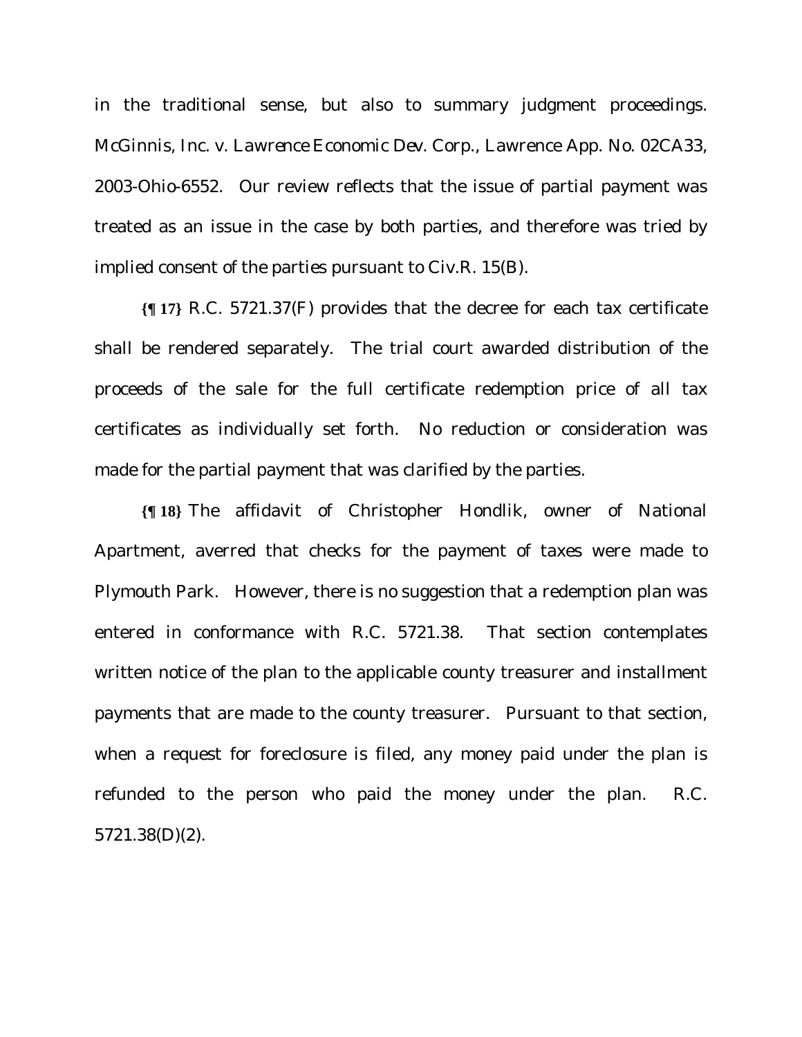in the traditional sense, but also to summary judgment proceedings. *McGinnis, Inc. v. Lawrence Economic Dev. Corp.*, Lawrence App. No. 02CA33, 2003-Ohio-6552. Our review reflects that the issue of partial payment was treated as an issue in the case by both parties, and therefore was tried by implied consent of the parties pursuant to Civ.R. 15(B).

**{¶ 17}** R.C. 5721.37(F) provides that the decree for each tax certificate shall be rendered separately. The trial court awarded distribution of the proceeds of the sale for the full certificate redemption price of all tax certificates as individually set forth. No reduction or consideration was made for the partial payment that was clarified by the parties.

**{¶ 18}** The affidavit of Christopher Hondlik, owner of National Apartment, averred that checks for the payment of taxes were made to Plymouth Park. However, there is no suggestion that a redemption plan was entered in conformance with R.C. 5721.38. That section contemplates written notice of the plan to the applicable county treasurer and installment payments that are made to the county treasurer. Pursuant to that section, when a request for foreclosure is filed, any money paid under the plan is refunded to the person who paid the money under the plan. R.C. 5721.38(D)(2).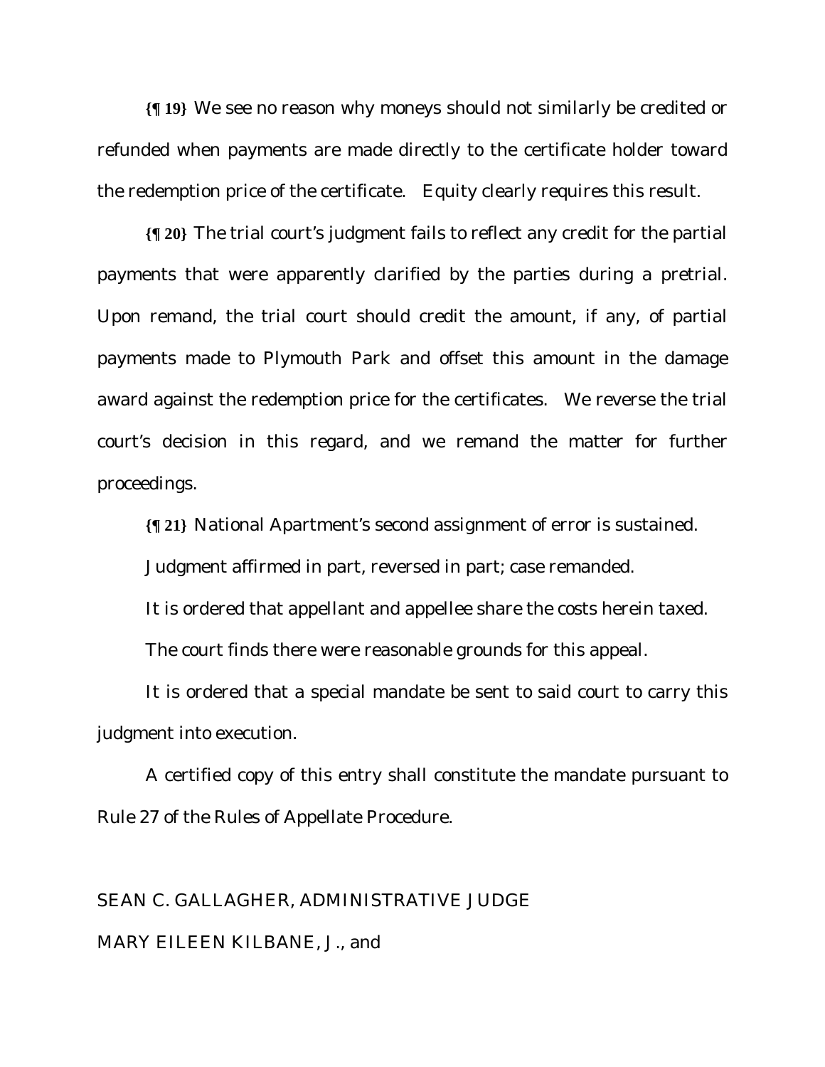**{¶ 19}** We see no reason why moneys should not similarly be credited or refunded when payments are made directly to the certificate holder toward the redemption price of the certificate. Equity clearly requires this result.

**{¶ 20}** The trial court's judgment fails to reflect any credit for the partial payments that were apparently clarified by the parties during a pretrial. Upon remand, the trial court should credit the amount, if any, of partial payments made to Plymouth Park and offset this amount in the damage award against the redemption price for the certificates. We reverse the trial court's decision in this regard, and we remand the matter for further proceedings.

**{¶ 21}** National Apartment's second assignment of error is sustained.

Judgment affirmed in part, reversed in part; case remanded.

It is ordered that appellant and appellee share the costs herein taxed.

The court finds there were reasonable grounds for this appeal.

It is ordered that a special mandate be sent to said court to carry this judgment into execution.

A certified copy of this entry shall constitute the mandate pursuant to Rule 27 of the Rules of Appellate Procedure.

SEAN C. GALLAGHER, ADMINISTRATIVE JUDGE

MARY EILEEN KILBANE, J., and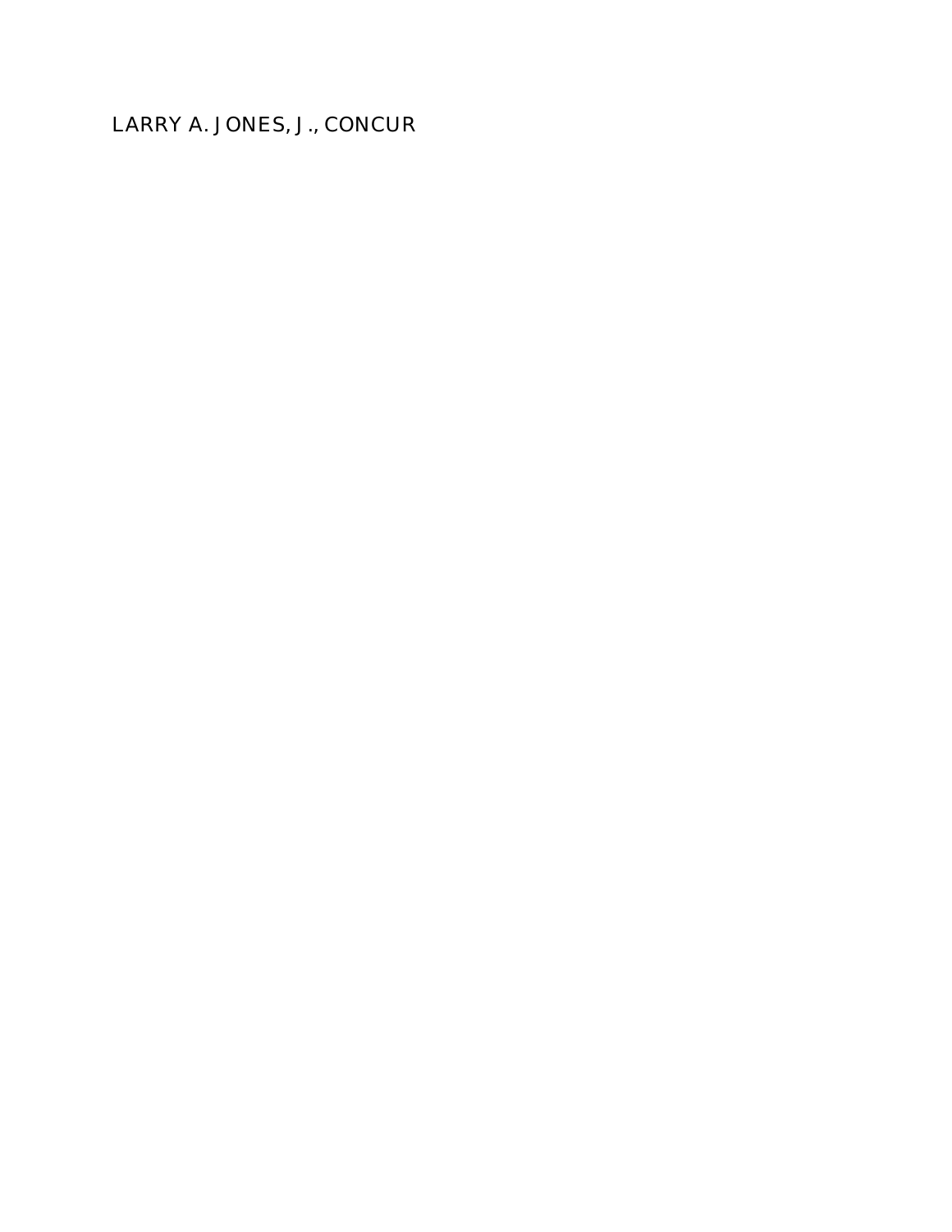LARRY A. JONES, J., CONCUR